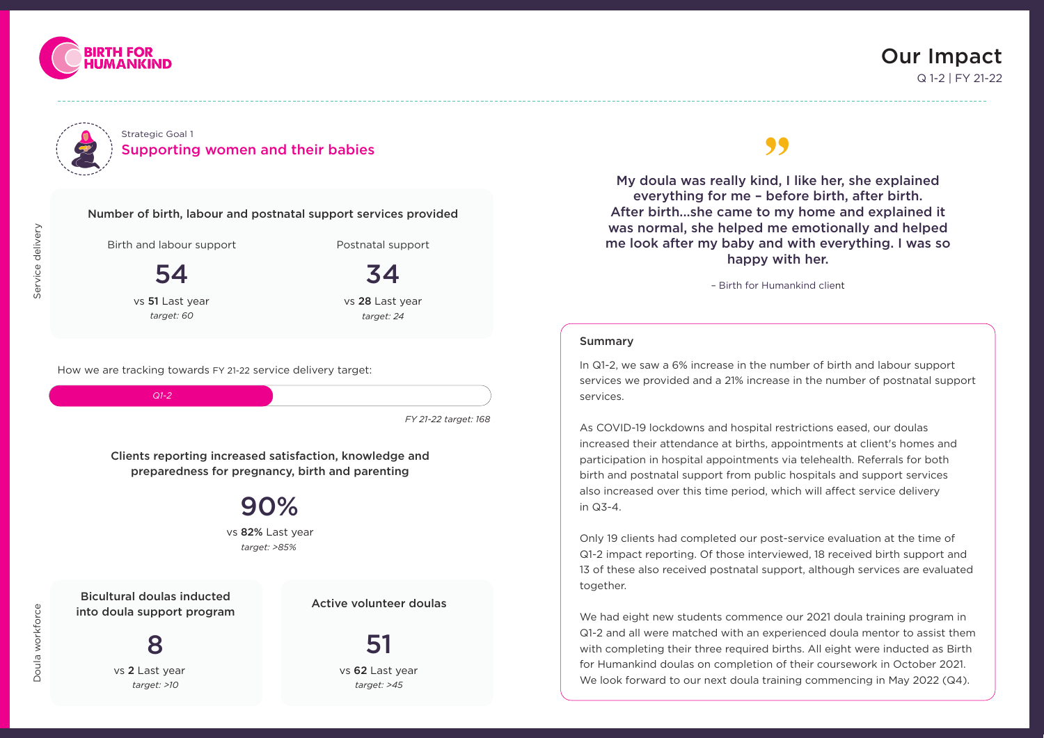# Our Impact

Q 1-2 | FY 21-22

BIRTH FOR HUMANKIND

Strategic Goal 1

## Supporting women and their babies

### Service delivery

**Number of birth, labour and postnatal support services provided**

| Birth and labour support | Postnatal support |
| --- | --- |
| **54** | **34** |
| vs **51** Last year | vs **28** Last year |
| *target: 60* | *target: 24* |

How we are tracking towards FY 21-22 service delivery target:

*Q1-2*

*FY 21-22 target: 168*

**Clients reporting increased satisfaction, knowledge and preparedness for pregnancy, birth and parenting**

**90%**

vs **82%** Last year

*target: >85%*

### Doula workforce

**Bicultural doulas inducted into doula support program**

**8**

vs **2** Last year

*target: >10*

**Active volunteer doulas**

**51**

vs **62** Last year

*target: >45*

> **My doula was really kind, I like her, she explained everything for me – before birth, after birth. After birth...she came to my home and explained it was normal, she helped me emotionally and helped me look after my baby and with everything. I was so happy with her.**
>
> – Birth for Humankind client

### Summary

In Q1-2, we saw a 6% increase in the number of birth and labour support services we provided and a 21% increase in the number of postnatal support services.

As COVID-19 lockdowns and hospital restrictions eased, our doulas increased their attendance at births, appointments at client's homes and participation in hospital appointments via telehealth. Referrals for both birth and postnatal support from public hospitals and support services also increased over this time period, which will affect service delivery in Q3-4.

Only 19 clients had completed our post-service evaluation at the time of Q1-2 impact reporting. Of those interviewed, 18 received birth support and 13 of these also received postnatal support, although services are evaluated together.

We had eight new students commence our 2021 doula training program in Q1-2 and all were matched with an experienced doula mentor to assist them with completing their three required births. All eight were inducted as Birth for Humankind doulas on completion of their coursework in October 2021. We look forward to our next doula training commencing in May 2022 (Q4).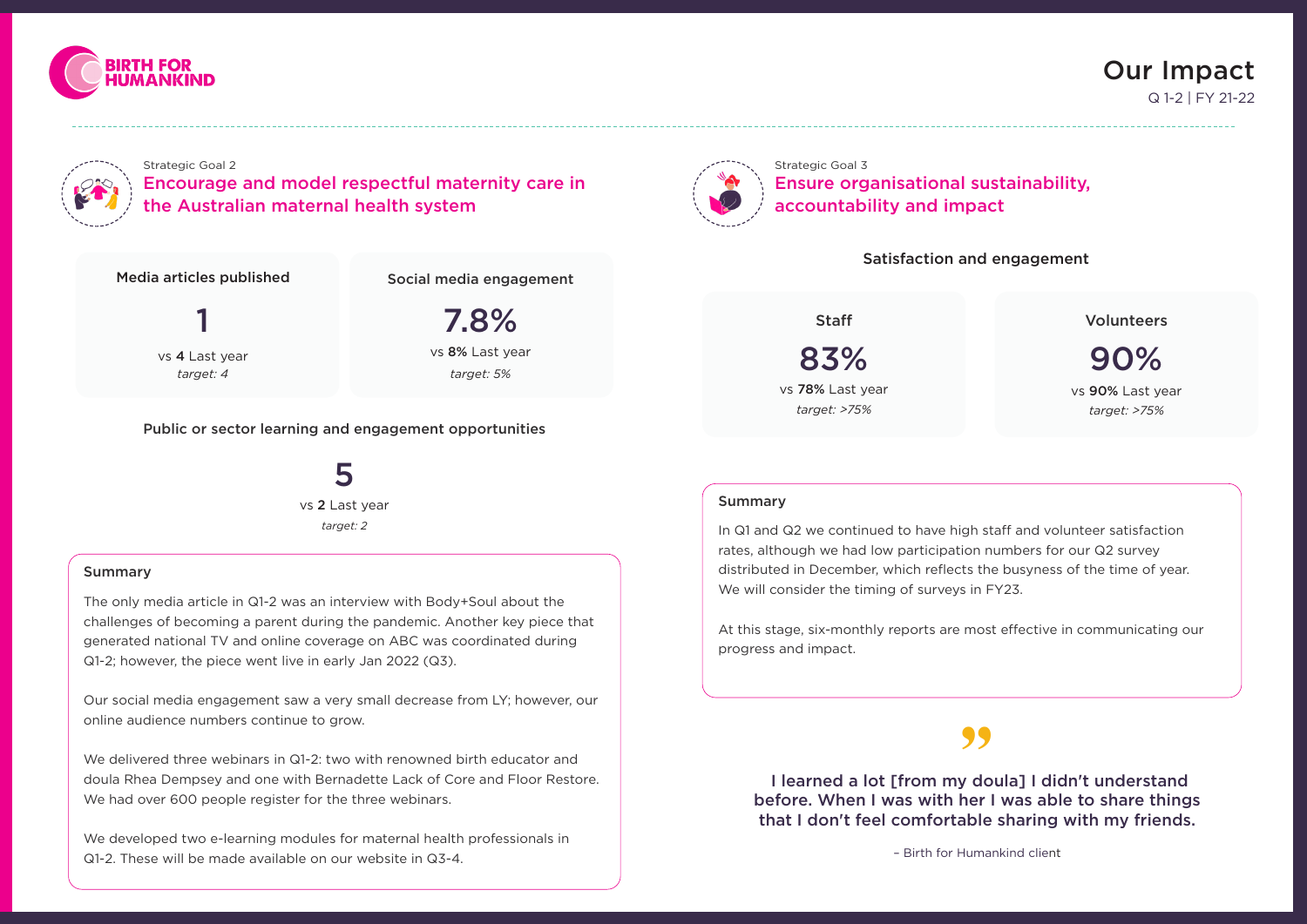BIRTH FOR HUMANKIND

# Our Impact

Q 1-2 | FY 21-22

Strategic Goal 2

## Encourage and model respectful maternity care in the Australian maternal health system

**Media articles published**

1

vs **4** Last year

*target: 4*

**Social media engagement**

7.8%

vs **8%** Last year

*target: 5%*

**Public or sector learning and engagement opportunities**

5

vs **2** Last year

*target: 2*

### Summary

The only media article in Q1-2 was an interview with Body+Soul about the challenges of becoming a parent during the pandemic. Another key piece that generated national TV and online coverage on ABC was coordinated during Q1-2; however, the piece went live in early Jan 2022 (Q3).

Our social media engagement saw a very small decrease from LY; however, our online audience numbers continue to grow.

We delivered three webinars in Q1-2: two with renowned birth educator and doula Rhea Dempsey and one with Bernadette Lack of Core and Floor Restore. We had over 600 people register for the three webinars.

We developed two e-learning modules for maternal health professionals in Q1-2. These will be made available on our website in Q3-4.

Strategic Goal 3

## Ensure organisational sustainability, accountability and impact

**Satisfaction and engagement**

**Staff**

83%

vs **78%** Last year

*target: >75%*

**Volunteers**

90%

vs **90%** Last year

*target: >75%*

### Summary

In Q1 and Q2 we continued to have high staff and volunteer satisfaction rates, although we had low participation numbers for our Q2 survey distributed in December, which reflects the busyness of the time of year. We will consider the timing of surveys in FY23.

At this stage, six-monthly reports are most effective in communicating our progress and impact.

> **I learned a lot [from my doula] I didn't understand before. When I was with her I was able to share things that I don't feel comfortable sharing with my friends.**
>
> – Birth for Humankind client